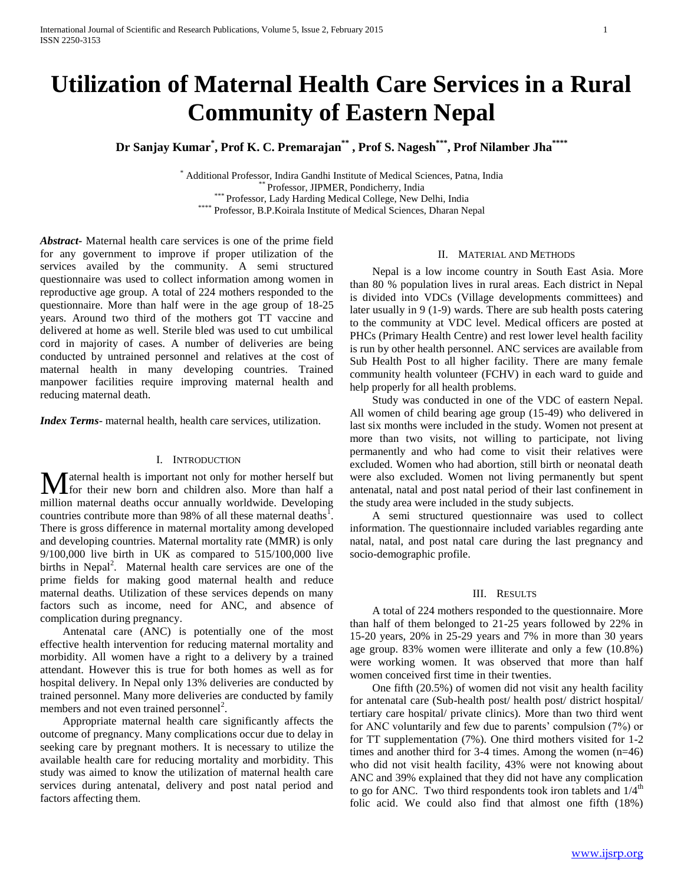# Utilization of Maternal Health Care Services in a Rural Community of Eastern Nepal

**Dr Sanjay Kumar[*], Prof K. C. Premarajan[**] , Prof S. Nagesh[***], Prof Nilamber Jha[****]**

[*] Additional Professor, Indira Gandhi Institute of Medical Sciences, Patna, India
[**] Professor, JIPMER, Pondicherry, India
[***] Professor, Lady Harding Medical College, New Delhi, India
[****] Professor, B.P.Koirala Institute of Medical Sciences, Dharan Nepal

***Abstract***- Maternal health care services is one of the prime field for any government to improve if proper utilization of the services availed by the community. A semi structured questionnaire was used to collect information among women in reproductive age group. A total of 224 mothers responded to the questionnaire. More than half were in the age group of 18-25 years. Around two third of the mothers got TT vaccine and delivered at home as well. Sterile bled was used to cut umbilical cord in majority of cases. A number of deliveries are being conducted by untrained personnel and relatives at the cost of maternal health in many developing countries. Trained manpower facilities require improving maternal health and reducing maternal death.

***Index Terms***- maternal health, health care services, utilization.

## I. Introduction

Maternal health is important not only for mother herself but for their new born and children also. More than half a million maternal deaths occur annually worldwide. Developing countries contribute more than 98% of all these maternal deaths[1]. There is gross difference in maternal mortality among developed and developing countries. Maternal mortality rate (MMR) is only 9/100,000 live birth in UK as compared to 515/100,000 live births in Nepal[2]. Maternal health care services are one of the prime fields for making good maternal health and reduce maternal deaths. Utilization of these services depends on many factors such as income, need for ANC, and absence of complication during pregnancy.

Antenatal care (ANC) is potentially one of the most effective health intervention for reducing maternal mortality and morbidity. All women have a right to a delivery by a trained attendant. However this is true for both homes as well as for hospital delivery. In Nepal only 13% deliveries are conducted by trained personnel. Many more deliveries are conducted by family members and not even trained personnel[2].

Appropriate maternal health care significantly affects the outcome of pregnancy. Many complications occur due to delay in seeking care by pregnant mothers. It is necessary to utilize the available health care for reducing mortality and morbidity. This study was aimed to know the utilization of maternal health care services during antenatal, delivery and post natal period and factors affecting them.

## II. Material and Methods

Nepal is a low income country in South East Asia. More than 80 % population lives in rural areas. Each district in Nepal is divided into VDCs (Village developments committees) and later usually in 9 (1-9) wards. There are sub health posts catering to the community at VDC level. Medical officers are posted at PHCs (Primary Health Centre) and rest lower level health facility is run by other health personnel. ANC services are available from Sub Health Post to all higher facility. There are many female community health volunteer (FCHV) in each ward to guide and help properly for all health problems.

Study was conducted in one of the VDC of eastern Nepal. All women of child bearing age group (15-49) who delivered in last six months were included in the study. Women not present at more than two visits, not willing to participate, not living permanently and who had come to visit their relatives were excluded. Women who had abortion, still birth or neonatal death were also excluded. Women not living permanently but spent antenatal, natal and post natal period of their last confinement in the study area were included in the study subjects.

A semi structured questionnaire was used to collect information. The questionnaire included variables regarding ante natal, natal, and post natal care during the last pregnancy and socio-demographic profile.

## III. Results

A total of 224 mothers responded to the questionnaire. More than half of them belonged to 21-25 years followed by 22% in 15-20 years, 20% in 25-29 years and 7% in more than 30 years age group. 83% women were illiterate and only a few (10.8%) were working women. It was observed that more than half women conceived first time in their twenties.

One fifth (20.5%) of women did not visit any health facility for antenatal care (Sub-health post/ health post/ district hospital/ tertiary care hospital/ private clinics). More than two third went for ANC voluntarily and few due to parents' compulsion (7%) or for TT supplementation (7%). One third mothers visited for 1-2 times and another third for 3-4 times. Among the women (n=46) who did not visit health facility, 43% were not knowing about ANC and 39% explained that they did not have any complication to go for ANC. Two third respondents took iron tablets and 1/4[th] folic acid. We could also find that almost one fifth (18%)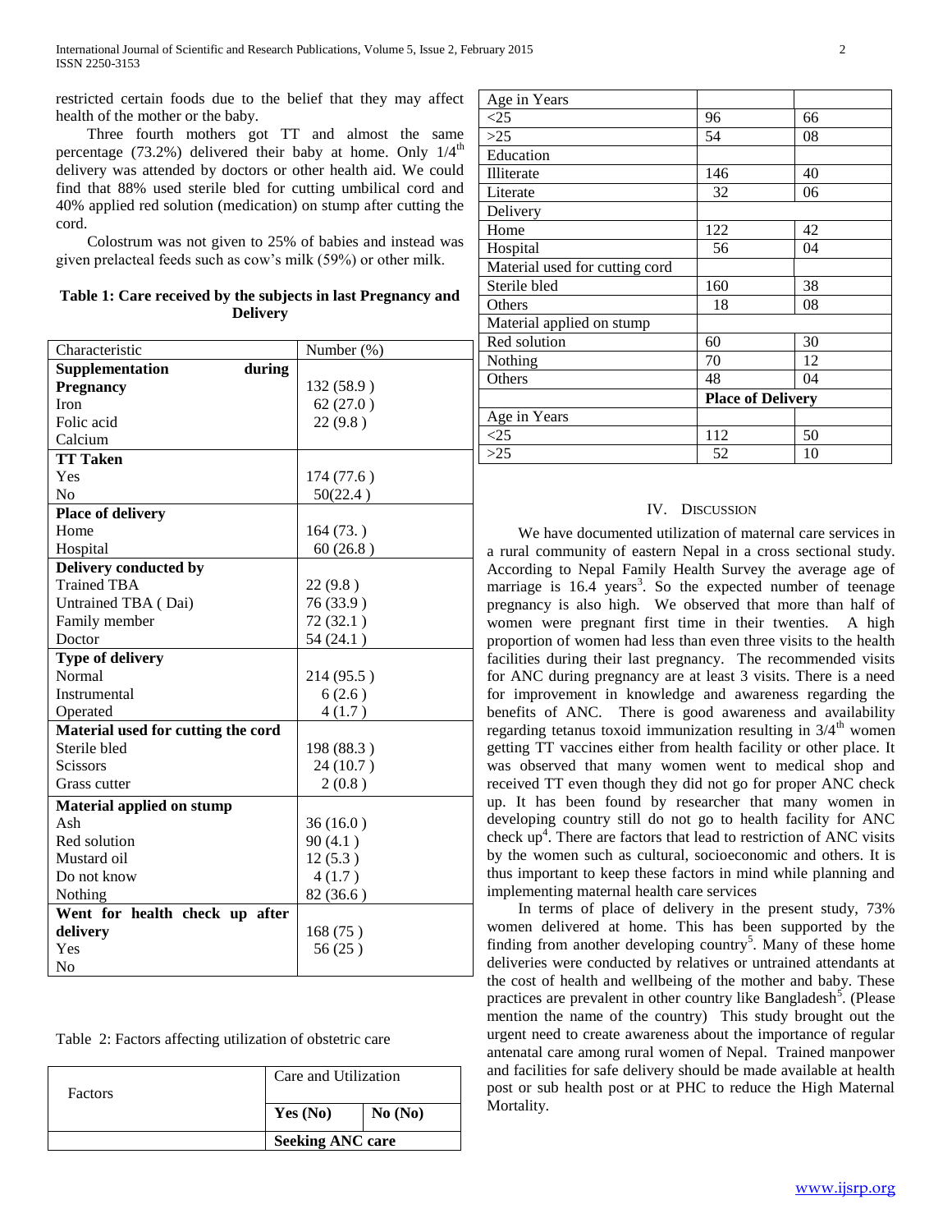restricted certain foods due to the belief that they may affect health of the mother or the baby.

Three fourth mothers got TT and almost the same percentage (73.2%) delivered their baby at home. Only 1/4th delivery was attended by doctors or other health aid. We could find that 88% used sterile bled for cutting umbilical cord and 40% applied red solution (medication) on stump after cutting the cord.

Colostrum was not given to 25% of babies and instead was given prelacteal feeds such as cow's milk (59%) or other milk.

**Table 1: Care received by the subjects in last Pregnancy and Delivery**

| Characteristic | Number (%) |
|---|---|
| **Supplementation during Pregnancy** | |
| Iron | 132 (58.9 ) |
| Folic acid | 62 (27.0 ) |
| Calcium | 22 (9.8 ) |
| **TT Taken** | |
| Yes | 174 (77.6 ) |
| No | 50(22.4 ) |
| **Place of delivery** | |
| Home | 164 (73. ) |
| Hospital | 60 (26.8 ) |
| **Delivery conducted by** | |
| Trained TBA | 22 (9.8 ) |
| Untrained TBA ( Dai) | 76 (33.9 ) |
| Family member | 72 (32.1 ) |
| Doctor | 54 (24.1 ) |
| **Type of delivery** | |
| Normal | 214 (95.5 ) |
| Instrumental | 6 (2.6 ) |
| Operated | 4 (1.7 ) |
| **Material used for cutting the cord** | |
| Sterile bled | 198 (88.3 ) |
| Scissors | 24 (10.7 ) |
| Grass cutter | 2 (0.8 ) |
| **Material applied on stump** | |
| Ash | 36 (16.0 ) |
| Red solution | 90 (4.1 ) |
| Mustard oil | 12 (5.3 ) |
| Do not know | 4 (1.7 ) |
| Nothing | 82 (36.6 ) |
| **Went for health check up after delivery** | |
| Yes | 168 (75 ) |
| No | 56 (25 ) |

Table 2: Factors affecting utilization of obstetric care

| Factors | Care and Utilization | |
|---|---|---|
| | **Yes (No)** | **No (No)** |
| | **Seeking ANC care** | |
| Age in Years | | |
| <25 | 96 | 66 |
| >25 | 54 | 08 |
| Education | | |
| Illiterate | 146 | 40 |
| Literate | 32 | 06 |
| Delivery | | |
| Home | 122 | 42 |
| Hospital | 56 | 04 |
| Material used for cutting cord | | |
| Sterile bled | 160 | 38 |
| Others | 18 | 08 |
| Material applied on stump | | |
| Red solution | 60 | 30 |
| Nothing | 70 | 12 |
| Others | 48 | 04 |
| | **Place of Delivery** | |
| Age in Years | | |
| <25 | 112 | 50 |
| >25 | 52 | 10 |

## IV. Discussion

We have documented utilization of maternal care services in a rural community of eastern Nepal in a cross sectional study. According to Nepal Family Health Survey the average age of marriage is 16.4 years[3]. So the expected number of teenage pregnancy is also high. We observed that more than half of women were pregnant first time in their twenties. A high proportion of women had less than even three visits to the health facilities during their last pregnancy. The recommended visits for ANC during pregnancy are at least 3 visits. There is a need for improvement in knowledge and awareness regarding the benefits of ANC. There is good awareness and availability regarding tetanus toxoid immunization resulting in 3/4th women getting TT vaccines either from health facility or other place. It was observed that many women went to medical shop and received TT even though they did not go for proper ANC check up. It has been found by researcher that many women in developing country still do not go to health facility for ANC check up[4]. There are factors that lead to restriction of ANC visits by the women such as cultural, socioeconomic and others. It is thus important to keep these factors in mind while planning and implementing maternal health care services

In terms of place of delivery in the present study, 73% women delivered at home. This has been supported by the finding from another developing country[5]. Many of these home deliveries were conducted by relatives or untrained attendants at the cost of health and wellbeing of the mother and baby. These practices are prevalent in other country like Bangladesh[5]. (Please mention the name of the country) This study brought out the urgent need to create awareness about the importance of regular antenatal care among rural women of Nepal. Trained manpower and facilities for safe delivery should be made available at health post or sub health post or at PHC to reduce the High Maternal Mortality.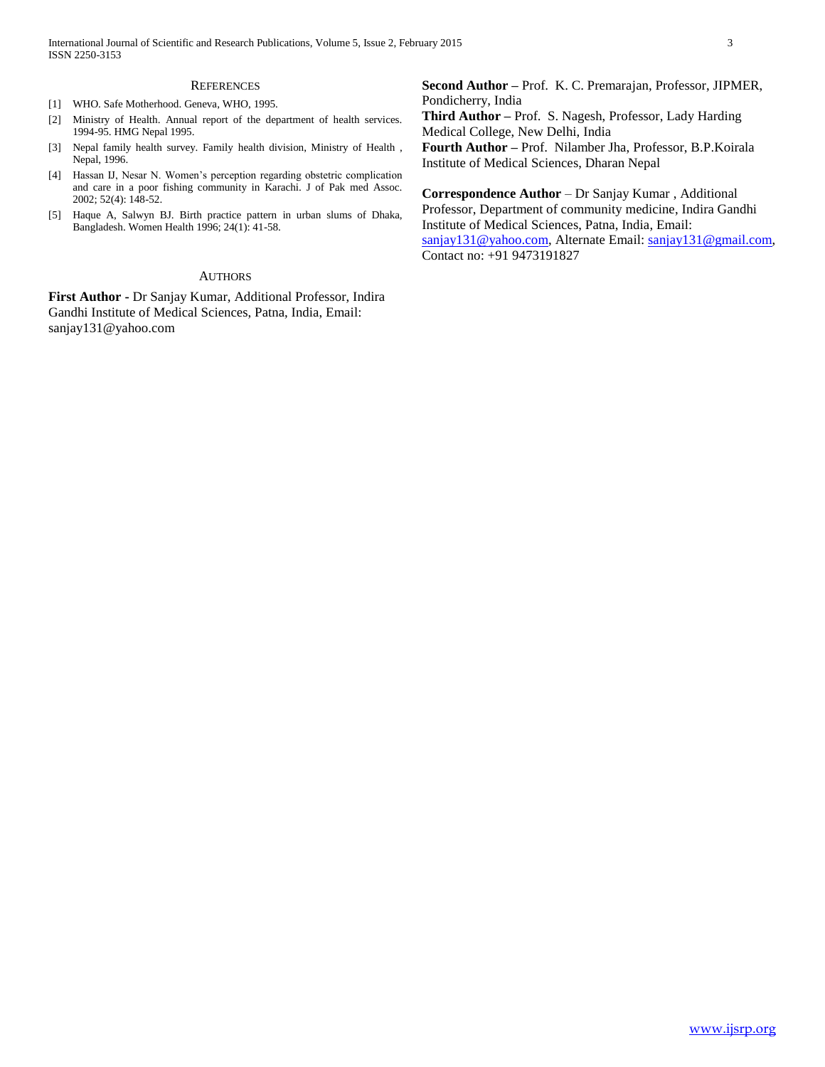## References

[1] WHO. Safe Motherhood. Geneva, WHO, 1995.

[2] Ministry of Health. Annual report of the department of health services. 1994-95. HMG Nepal 1995.

[3] Nepal family health survey. Family health division, Ministry of Health , Nepal, 1996.

[4] Hassan IJ, Nesar N. Women's perception regarding obstetric complication and care in a poor fishing community in Karachi. J of Pak med Assoc. 2002; 52(4): 148-52.

[5] Haque A, Salwyn BJ. Birth practice pattern in urban slums of Dhaka, Bangladesh. Women Health 1996; 24(1): 41-58.

## Authors

**First Author** - Dr Sanjay Kumar, Additional Professor, Indira Gandhi Institute of Medical Sciences, Patna, India, Email: sanjay131@yahoo.com

**Second Author** – Prof. K. C. Premarajan, Professor, JIPMER, Pondicherry, India

**Third Author** – Prof. S. Nagesh, Professor, Lady Harding Medical College, New Delhi, India

**Fourth Author** – Prof. Nilamber Jha, Professor, B.P.Koirala Institute of Medical Sciences, Dharan Nepal

**Correspondence Author** – Dr Sanjay Kumar , Additional Professor, Department of community medicine, Indira Gandhi Institute of Medical Sciences, Patna, India, Email: sanjay131@yahoo.com, Alternate Email: sanjay131@gmail.com, Contact no: +91 9473191827